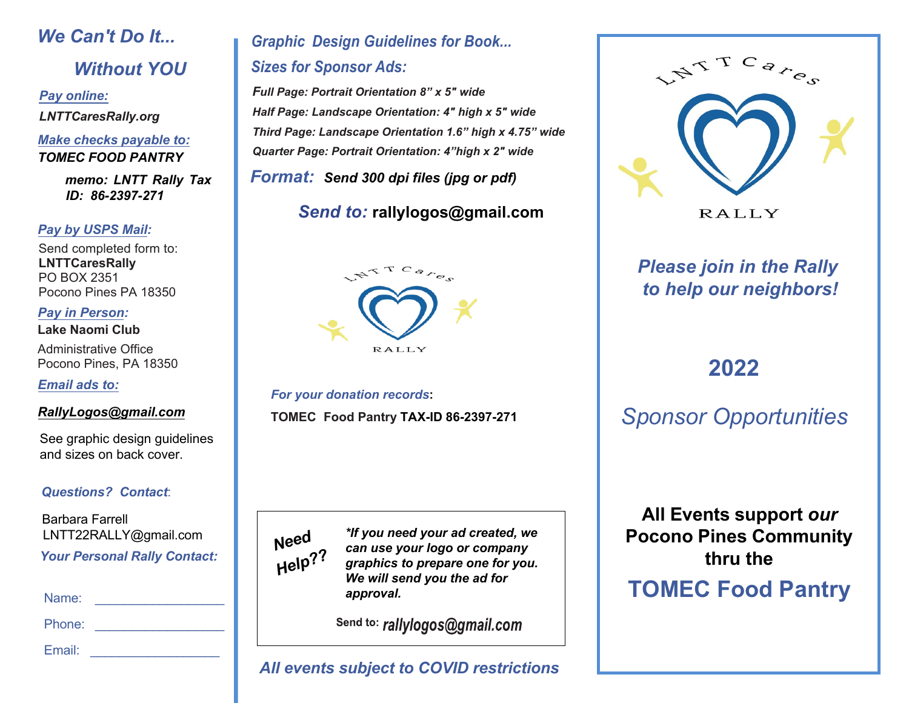## *We Can't Do It...*

## *Without YOU*

***Pay online:***

***LNTTCaresRally.org***

***Make checks payable to:***

***TOMEC FOOD PANTRY***

***memo: LNTT Rally Tax ID: 86-2397-271***

***Pay by USPS Mail:***

Send completed form to:
**LNTTCaresRally**
PO BOX 2351
Pocono Pines PA 18350

***Pay in Person:***

**Lake Naomi Club**

Administrative Office
Pocono Pines, PA 18350

***Email ads to:***

***RallyLogos@gmail.com***

See graphic design guidelines and sizes on back cover.

***Questions? Contact:***

Barbara Farrell
LNTT22RALLY@gmail.com

***Your Personal Rally Contact:***

Name: ________________

Phone: ________________

Email: ________________

## *Graphic Design Guidelines for Book...*

## *Sizes for Sponsor Ads:*

***Full Page: Portrait Orientation 8" x 5" wide***

***Half Page: Landscape Orientation: 4" high x 5" wide***

***Third Page: Landscape Orientation 1.6" high x 4.75" wide***

***Quarter Page: Portrait Orientation: 4"high x 2" wide***

***Format:*** ***Send 300 dpi files (jpg or pdf)***

***Send to:*** **rallylogos@gmail.com**

LNTT Cares
RALLY

***For your donation records*:**

**TOMEC Food Pantry TAX-ID 86-2397-271**

***Need Help??***

***\*If you need your ad created, we can use your logo or company graphics to prepare one for you. We will send you the ad for approval.***

**Send to:** *rallylogos@gmail.com*

***All events subject to COVID restrictions***

LNTT Cares
RALLY

## *Please join in the Rally to help our neighbors!*

# 2022

## *Sponsor Opportunities*

**All Events support *our* Pocono Pines Community thru the**

# TOMEC Food Pantry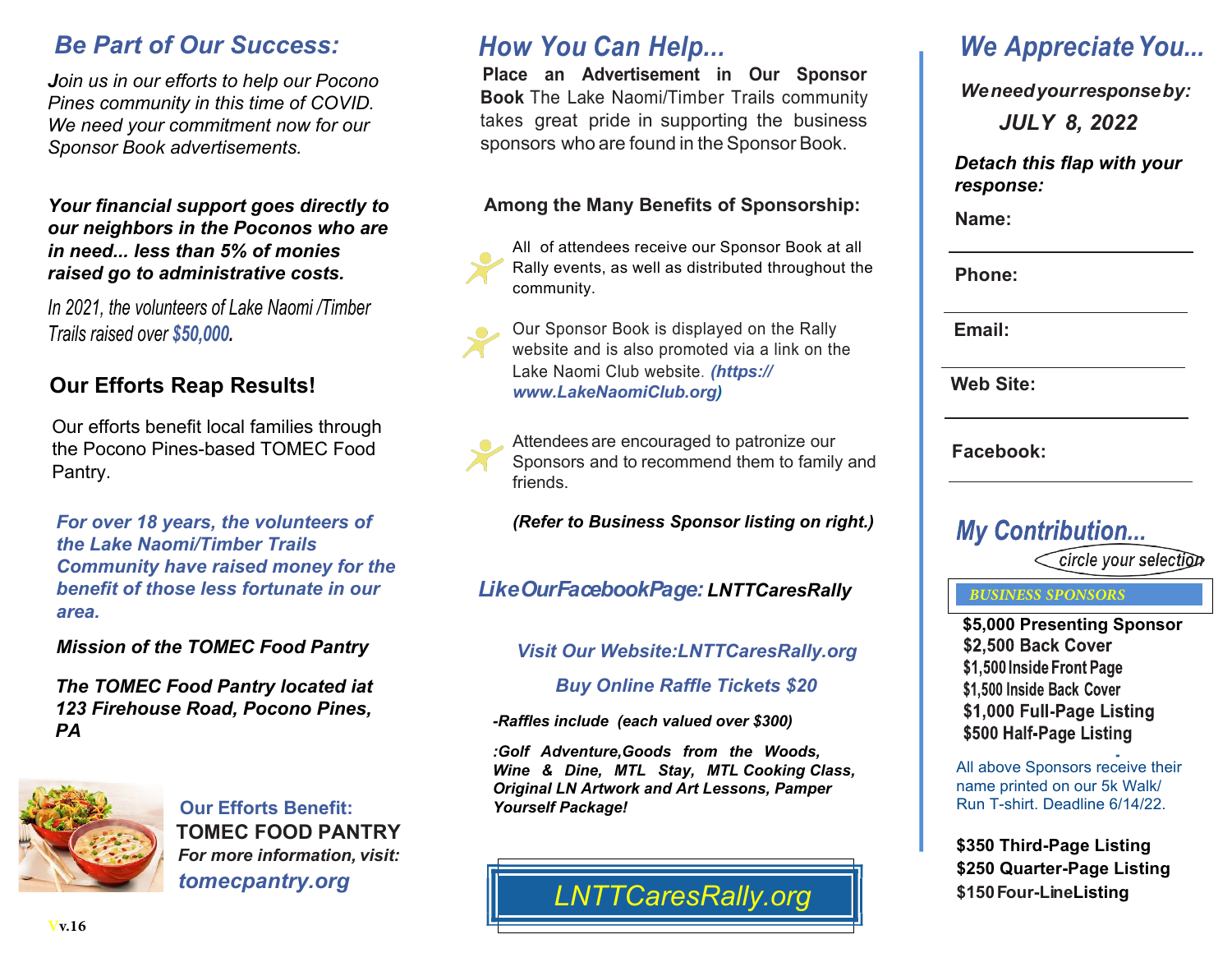## Be Part of Our Success:

*Join us in our efforts to help our Pocono Pines community in this time of COVID. We need your commitment now for our Sponsor Book advertisements.*

***Your financial support goes directly to our neighbors in the Poconos who are in need... less than 5% of monies raised go to administrative costs.***

*In 2021, the volunteers of Lake Naomi /Timber Trails raised over **$50,000**.*

### Our Efforts Reap Results!

Our efforts benefit local families through the Pocono Pines-based TOMEC Food Pantry.

***For over 18 years, the volunteers of the Lake Naomi/Timber Trails Community have raised money for the benefit of those less fortunate in our area.***

***Mission of the TOMEC Food Pantry***

***The TOMEC Food Pantry located iat 123 Firehouse Road, Pocono Pines, PA***

**Our Efforts Benefit:**
**TOMEC FOOD PANTRY**
***For more information, visit:***
***tomecpantry.org***

## How You Can Help...

**Place an Advertisement in Our Sponsor Book** The Lake Naomi/Timber Trails community takes great pride in supporting the business sponsors who are found in the Sponsor Book.

### Among the Many Benefits of Sponsorship:

- All of attendees receive our Sponsor Book at all Rally events, as well as distributed throughout the community.
- Our Sponsor Book is displayed on the Rally website and is also promoted via a link on the Lake Naomi Club website. ***(https://www.LakeNaomiClub.org)***
- Attendees are encouraged to patronize our Sponsors and to recommend them to family and friends.

***(Refer to Business Sponsor listing on right.)***

***Like Our Facebook Page: LNTTCaresRally***

***Visit Our Website:LNTTCaresRally.org***

***Buy Online Raffle Tickets $20***

***-Raffles include (each valued over $300)***

***:Golf Adventure,Goods from the Woods, Wine & Dine, MTL Stay, MTL Cooking Class, Original LN Artwork and Art Lessons, Pamper Yourself Package!***

*LNTTCaresRally.org*

## We Appreciate You...

***We need your response by:***
***JULY 8, 2022***

***Detach this flap with your response:***

**Name:** ____________________

**Phone:** ____________________

**Email:** ____________________

**Web Site:** ____________________

**Facebook:** ____________________

## My Contribution...

*circle your selection*

***BUSINESS SPONSORS***

**$5,000 Presenting Sponsor**
**$2,500 Back Cover**
**$1,500 Inside Front Page**
**$1,500 Inside Back Cover**
**$1,000 Full-Page Listing**
**$500 Half-Page Listing**

All above Sponsors receive their name printed on our 5k Walk/ Run T-shirt. Deadline 6/14/22.

**$350 Third-Page Listing**
**$250 Quarter-Page Listing**
**$150 Four-LineListing**

Vv.16